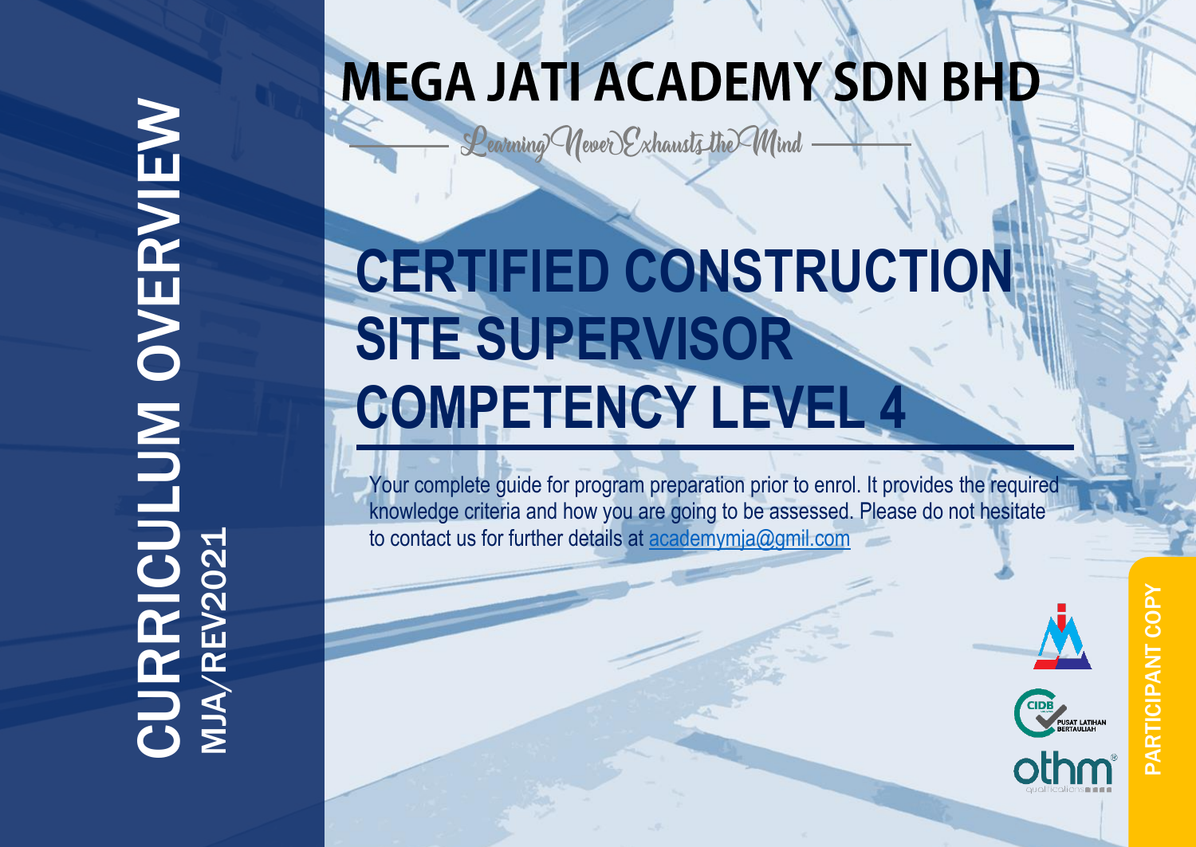# CURRICULUM OVERVIEW

MJA/REV2021

# MEGA JATI ACADEMY SDN BHD

*Learning Never Exhausts the Mind*

# CERTIFIED CONSTRUCTION SITE SUPERVISOR COMPETENCY LEVEL 4

Your complete guide for program preparation prior to enrol. It provides the required knowledge criteria and how you are going to be assessed. Please do not hesitate to contact us for further details at academymja@gmil.com

CIDB PUSAT LATIHAN BERTAULIAH

othm qualifications

PARTICIPANT COPY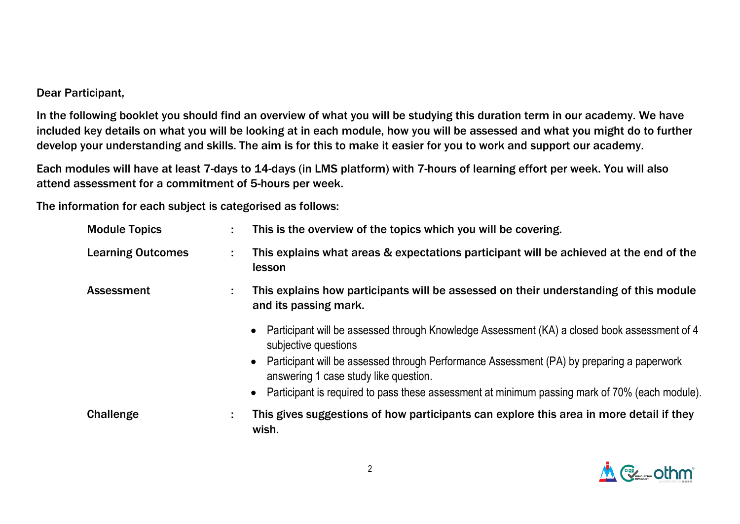Dear Participant,

In the following booklet you should find an overview of what you will be studying this duration term in our academy. We have included key details on what you will be looking at in each module, how you will be assessed and what you might do to further develop your understanding and skills. The aim is for this to make it easier for you to work and support our academy.

Each modules will have at least 7-days to 14-days (in LMS platform) with 7-hours of learning effort per week. You will also attend assessment for a commitment of 5-hours per week.

The information for each subject is categorised as follows:

| | | |
|---|---|---|
| Module Topics | : | This is the overview of the topics which you will be covering. |
| Learning Outcomes | : | This explains what areas & expectations participant will be achieved at the end of the lesson |
| Assessment | : | This explains how participants will be assessed on their understanding of this module and its passing mark.<br>• Participant will be assessed through Knowledge Assessment (KA) a closed book assessment of 4 subjective questions<br>• Participant will be assessed through Performance Assessment (PA) by preparing a paperwork answering 1 case study like question.<br>• Participant is required to pass these assessment at minimum passing mark of 70% (each module). |
| Challenge | : | This gives suggestions of how participants can explore this area in more detail if they wish. |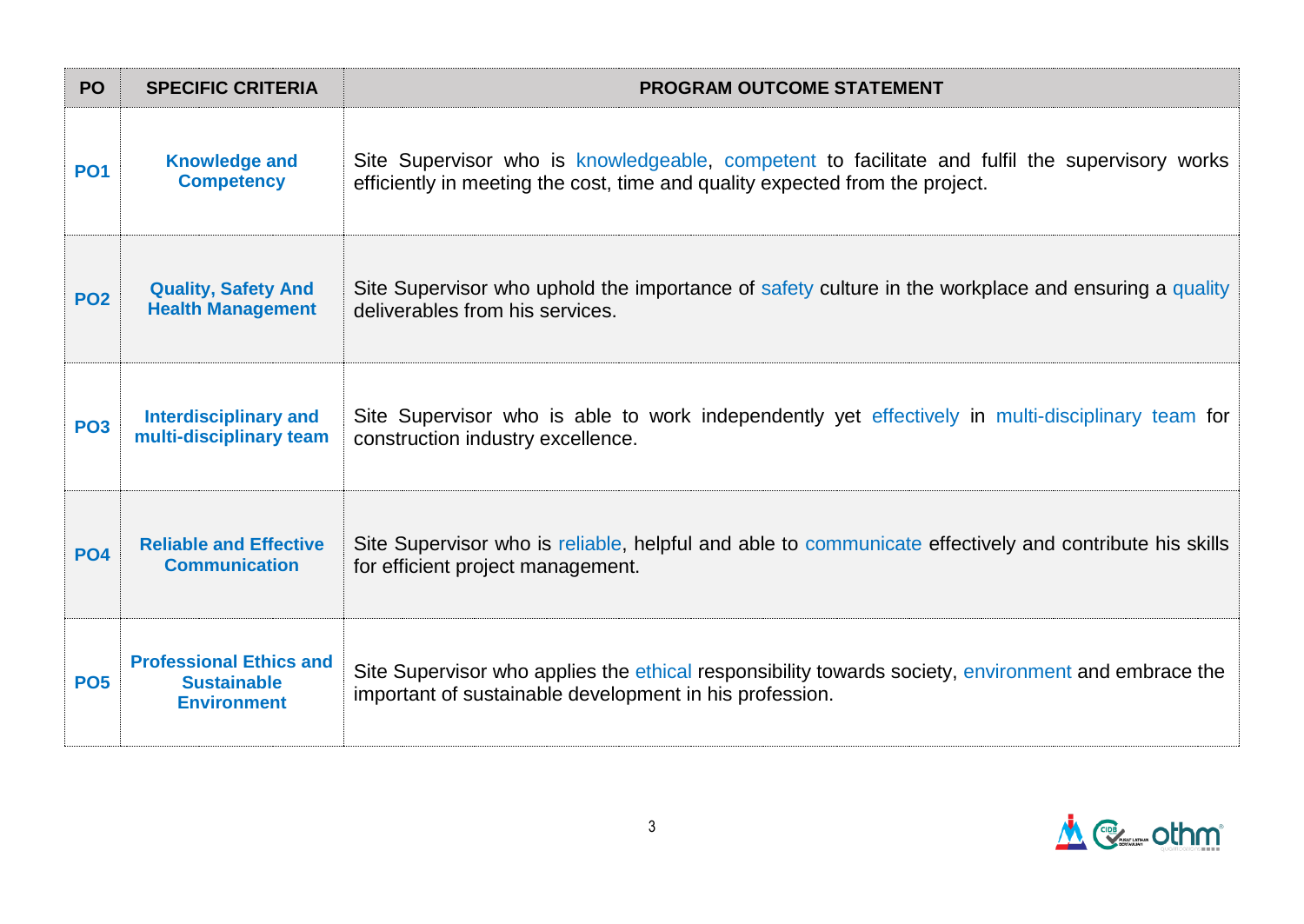| PO | SPECIFIC CRITERIA | PROGRAM OUTCOME STATEMENT |
|---|---|---|
| **PO1** | **Knowledge and Competency** | Site Supervisor who is knowledgeable, competent to facilitate and fulfil the supervisory works efficiently in meeting the cost, time and quality expected from the project. |
| **PO2** | **Quality, Safety And Health Management** | Site Supervisor who uphold the importance of safety culture in the workplace and ensuring a quality deliverables from his services. |
| **PO3** | **Interdisciplinary and multi-disciplinary team** | Site Supervisor who is able to work independently yet effectively in multi-disciplinary team for construction industry excellence. |
| **PO4** | **Reliable and Effective Communication** | Site Supervisor who is reliable, helpful and able to communicate effectively and contribute his skills for efficient project management. |
| **PO5** | **Professional Ethics and Sustainable Environment** | Site Supervisor who applies the ethical responsibility towards society, environment and embrace the important of sustainable development in his profession. |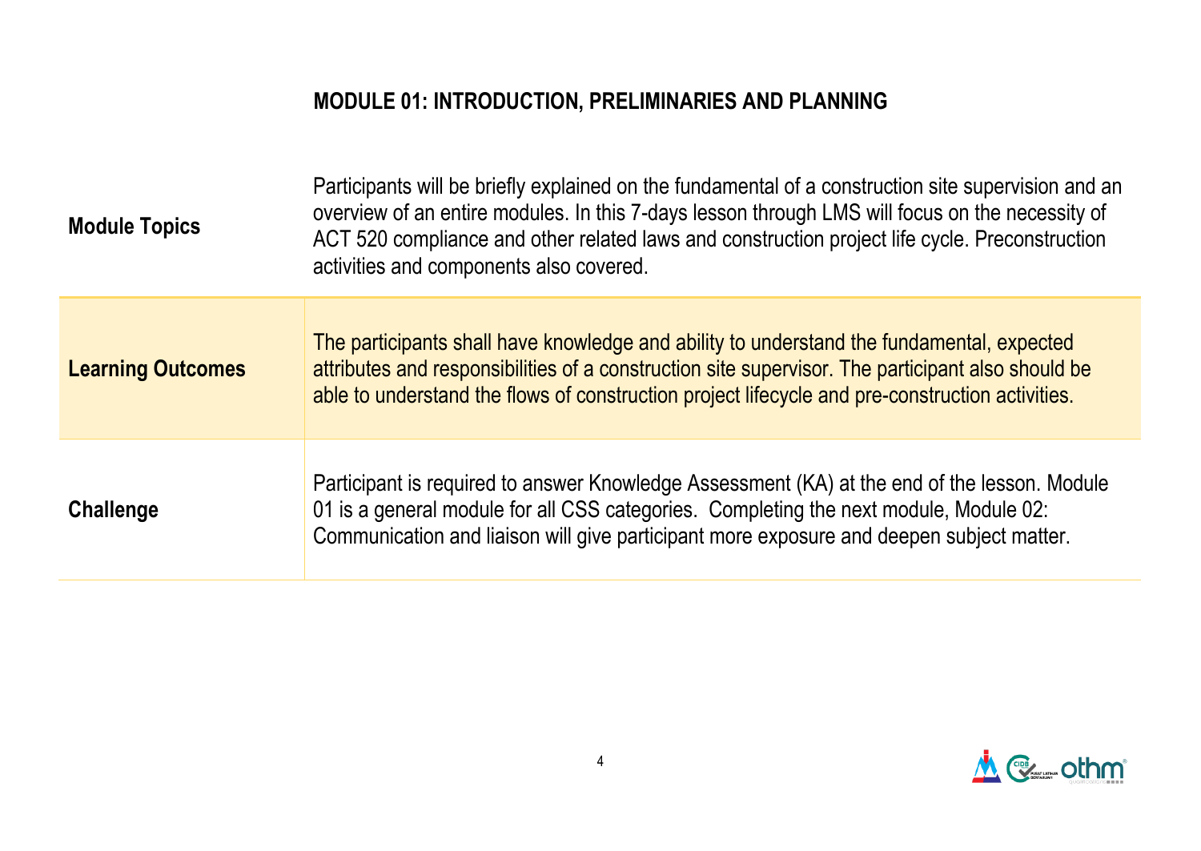## MODULE 01: INTRODUCTION, PRELIMINARIES AND PLANNING

| | |
|---|---|
| **Module Topics** | Participants will be briefly explained on the fundamental of a construction site supervision and an overview of an entire modules. In this 7-days lesson through LMS will focus on the necessity of ACT 520 compliance and other related laws and construction project life cycle. Preconstruction activities and components also covered. |
| **Learning Outcomes** | The participants shall have knowledge and ability to understand the fundamental, expected attributes and responsibilities of a construction site supervisor. The participant also should be able to understand the flows of construction project lifecycle and pre-construction activities. |
| **Challenge** | Participant is required to answer Knowledge Assessment (KA) at the end of the lesson. Module 01 is a general module for all CSS categories. Completing the next module, Module 02: Communication and liaison will give participant more exposure and deepen subject matter. |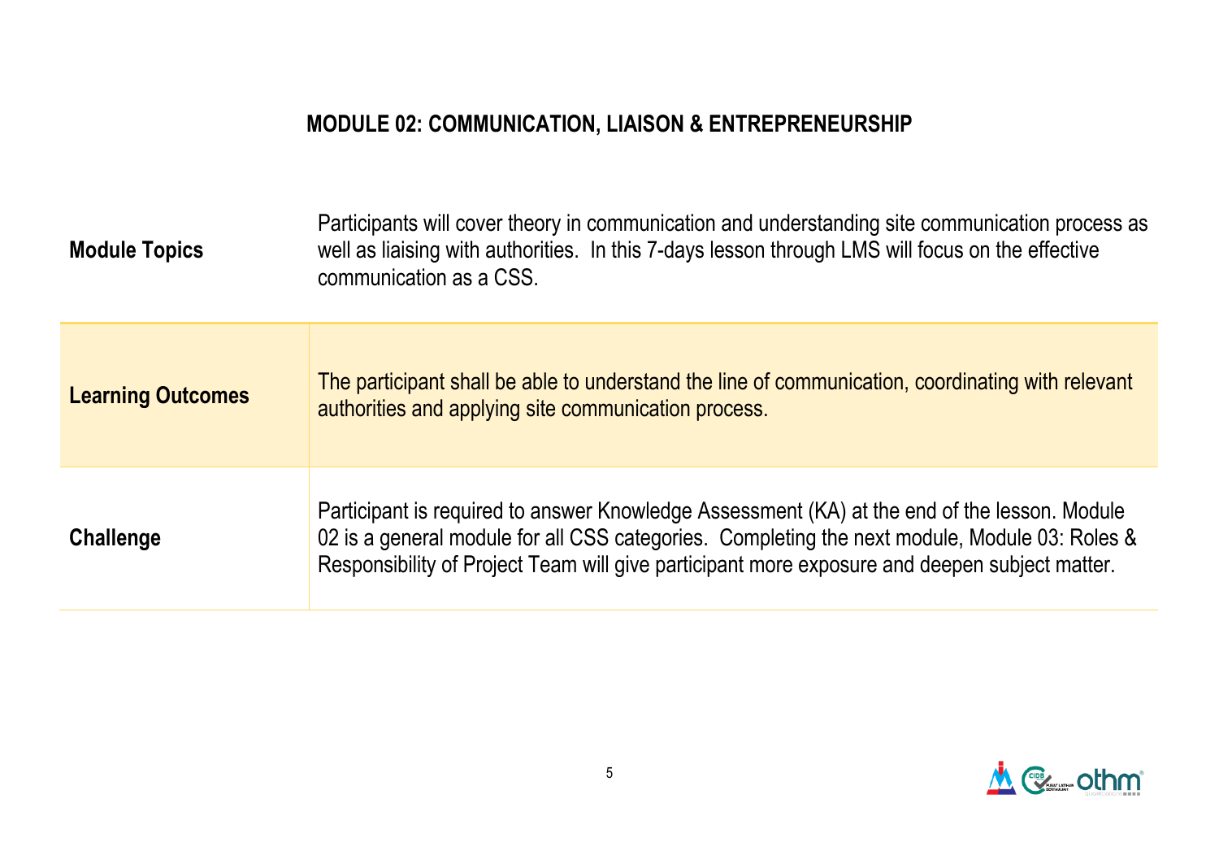## MODULE 02: COMMUNICATION, LIAISON & ENTREPRENEURSHIP

| | |
|---|---|
| **Module Topics** | Participants will cover theory in communication and understanding site communication process as well as liaising with authorities.  In this 7-days lesson through LMS will focus on the effective communication as a CSS. |
| **Learning Outcomes** | The participant shall be able to understand the line of communication, coordinating with relevant authorities and applying site communication process. |
| **Challenge** | Participant is required to answer Knowledge Assessment (KA) at the end of the lesson. Module 02 is a general module for all CSS categories.  Completing the next module, Module 03: Roles & Responsibility of Project Team will give participant more exposure and deepen subject matter. |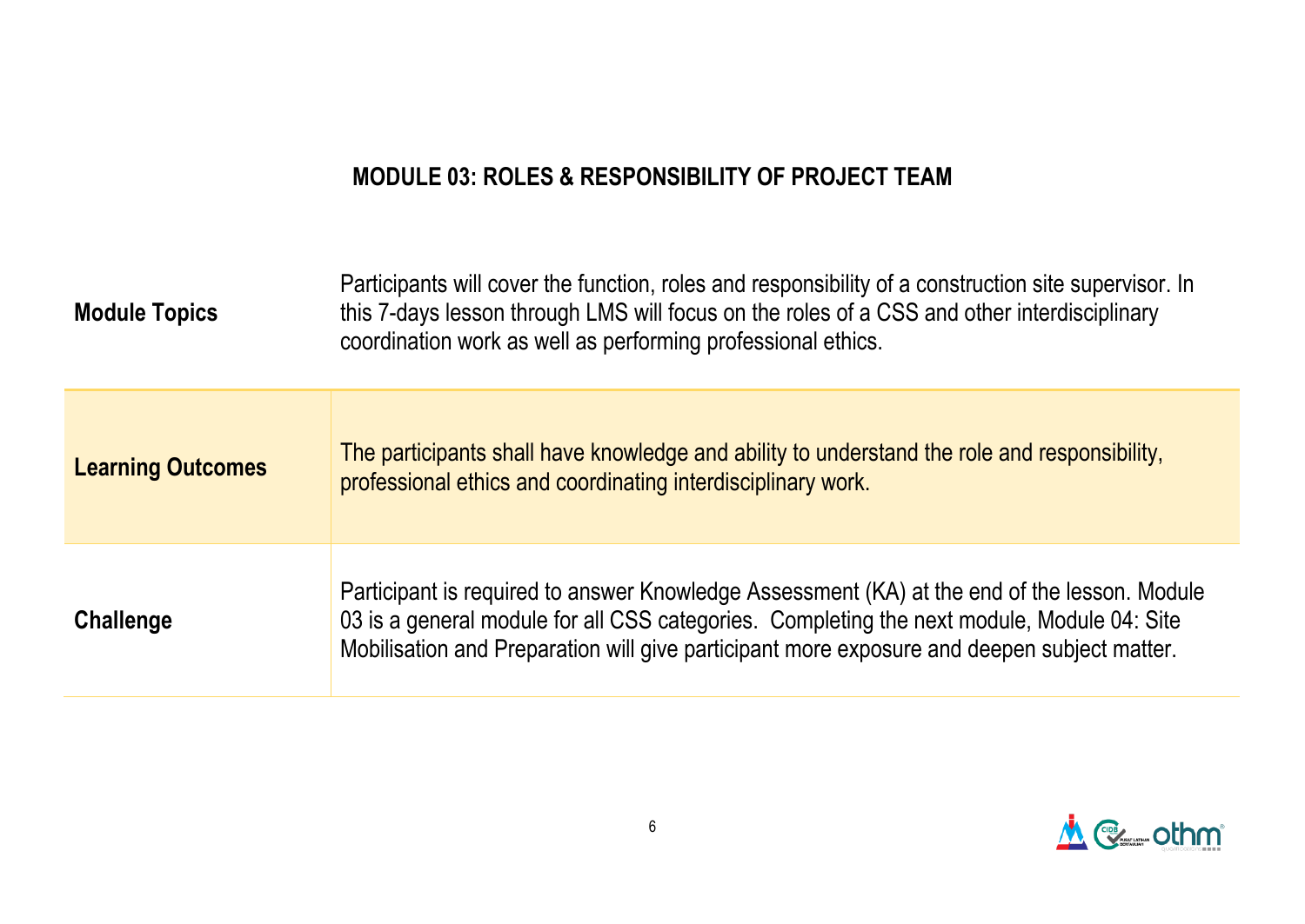## MODULE 03: ROLES & RESPONSIBILITY OF PROJECT TEAM

| | |
|---|---|
| **Module Topics** | Participants will cover the function, roles and responsibility of a construction site supervisor. In this 7-days lesson through LMS will focus on the roles of a CSS and other interdisciplinary coordination work as well as performing professional ethics. |
| **Learning Outcomes** | The participants shall have knowledge and ability to understand the role and responsibility, professional ethics and coordinating interdisciplinary work. |
| **Challenge** | Participant is required to answer Knowledge Assessment (KA) at the end of the lesson. Module 03 is a general module for all CSS categories. Completing the next module, Module 04: Site Mobilisation and Preparation will give participant more exposure and deepen subject matter. |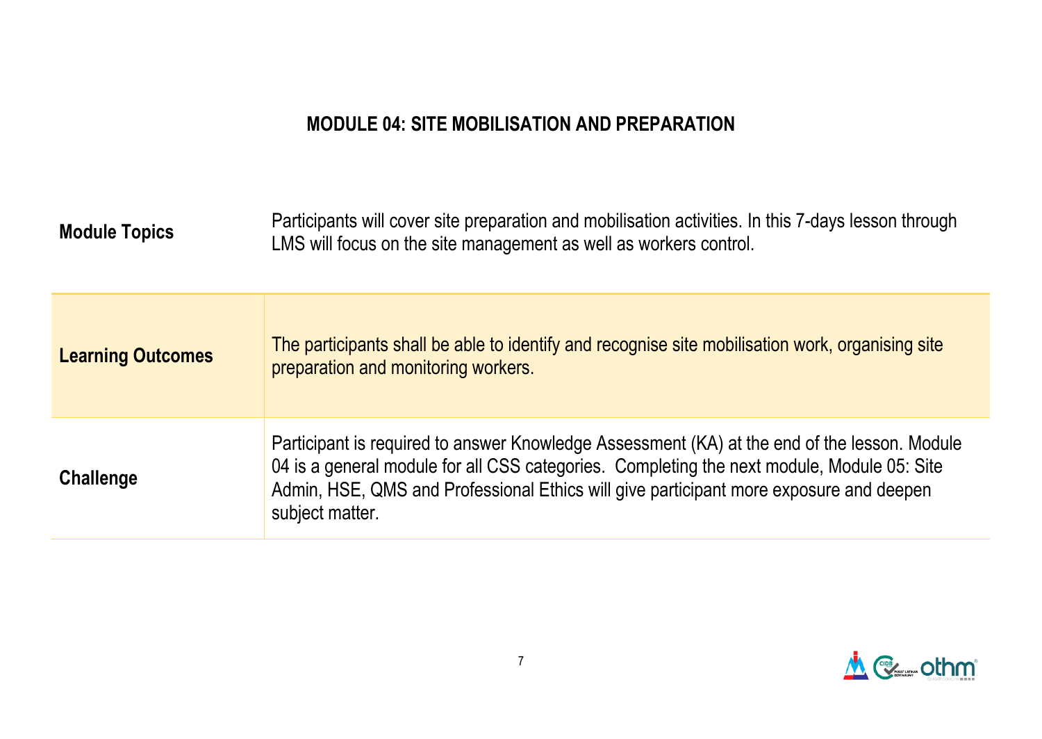## MODULE 04: SITE MOBILISATION AND PREPARATION

| | |
|---|---|
| **Module Topics** | Participants will cover site preparation and mobilisation activities. In this 7-days lesson through LMS will focus on the site management as well as workers control. |
| **Learning Outcomes** | The participants shall be able to identify and recognise site mobilisation work, organising site preparation and monitoring workers. |
| **Challenge** | Participant is required to answer Knowledge Assessment (KA) at the end of the lesson. Module 04 is a general module for all CSS categories. Completing the next module, Module 05: Site Admin, HSE, QMS and Professional Ethics will give participant more exposure and deepen subject matter. |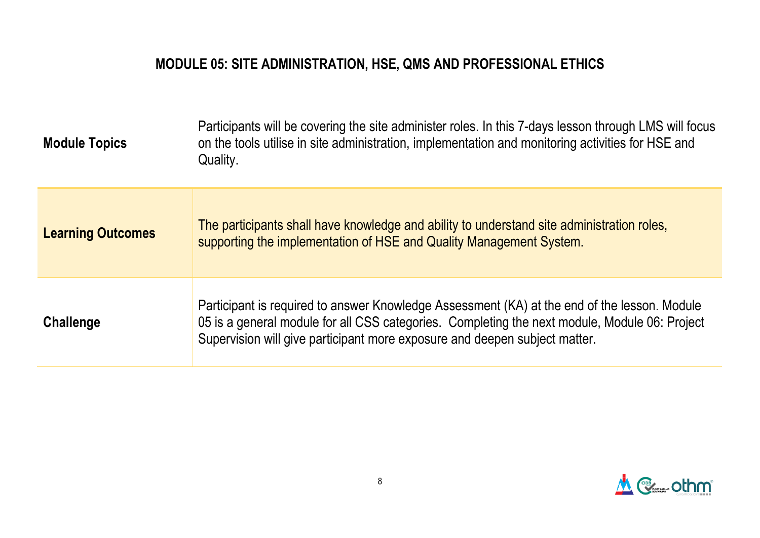## MODULE 05: SITE ADMINISTRATION, HSE, QMS AND PROFESSIONAL ETHICS

| | |
|---|---|
| **Module Topics** | Participants will be covering the site administer roles. In this 7-days lesson through LMS will focus on the tools utilise in site administration, implementation and monitoring activities for HSE and Quality. |
| **Learning Outcomes** | The participants shall have knowledge and ability to understand site administration roles, supporting the implementation of HSE and Quality Management System. |
| **Challenge** | Participant is required to answer Knowledge Assessment (KA) at the end of the lesson. Module 05 is a general module for all CSS categories. Completing the next module, Module 06: Project Supervision will give participant more exposure and deepen subject matter. |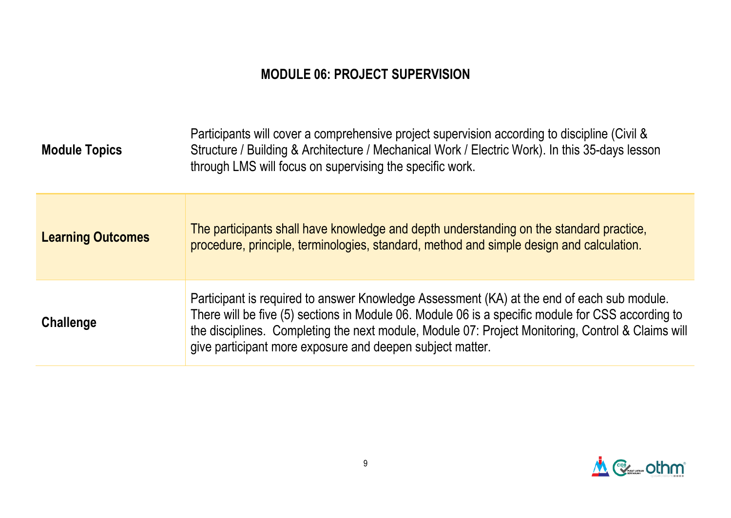# MODULE 06: PROJECT SUPERVISION

| | |
|---|---|
| **Module Topics** | Participants will cover a comprehensive project supervision according to discipline (Civil & Structure / Building & Architecture / Mechanical Work / Electric Work). In this 35-days lesson through LMS will focus on supervising the specific work. |
| **Learning Outcomes** | The participants shall have knowledge and depth understanding on the standard practice, procedure, principle, terminologies, standard, method and simple design and calculation. |
| **Challenge** | Participant is required to answer Knowledge Assessment (KA) at the end of each sub module. There will be five (5) sections in Module 06. Module 06 is a specific module for CSS according to the disciplines. Completing the next module, Module 07: Project Monitoring, Control & Claims will give participant more exposure and deepen subject matter. |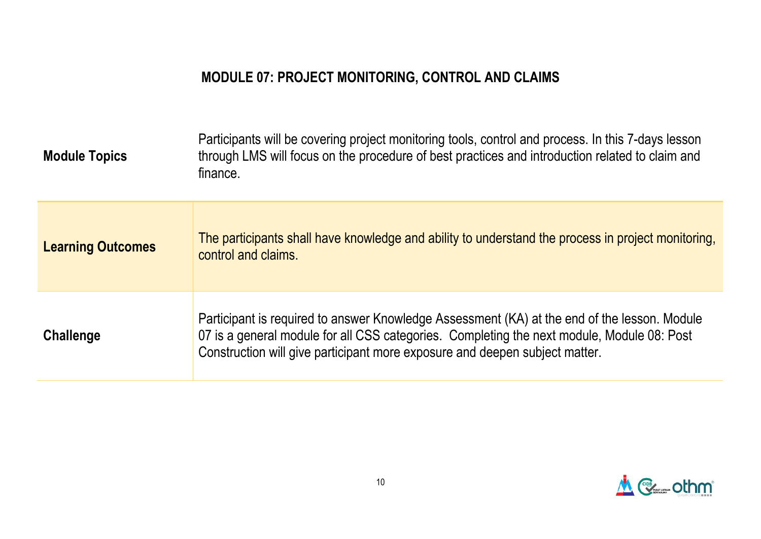## MODULE 07: PROJECT MONITORING, CONTROL AND CLAIMS

| | |
|---|---|
| **Module Topics** | Participants will be covering project monitoring tools, control and process. In this 7-days lesson through LMS will focus on the procedure of best practices and introduction related to claim and finance. |
| **Learning Outcomes** | The participants shall have knowledge and ability to understand the process in project monitoring, control and claims. |
| **Challenge** | Participant is required to answer Knowledge Assessment (KA) at the end of the lesson. Module 07 is a general module for all CSS categories. Completing the next module, Module 08: Post Construction will give participant more exposure and deepen subject matter. |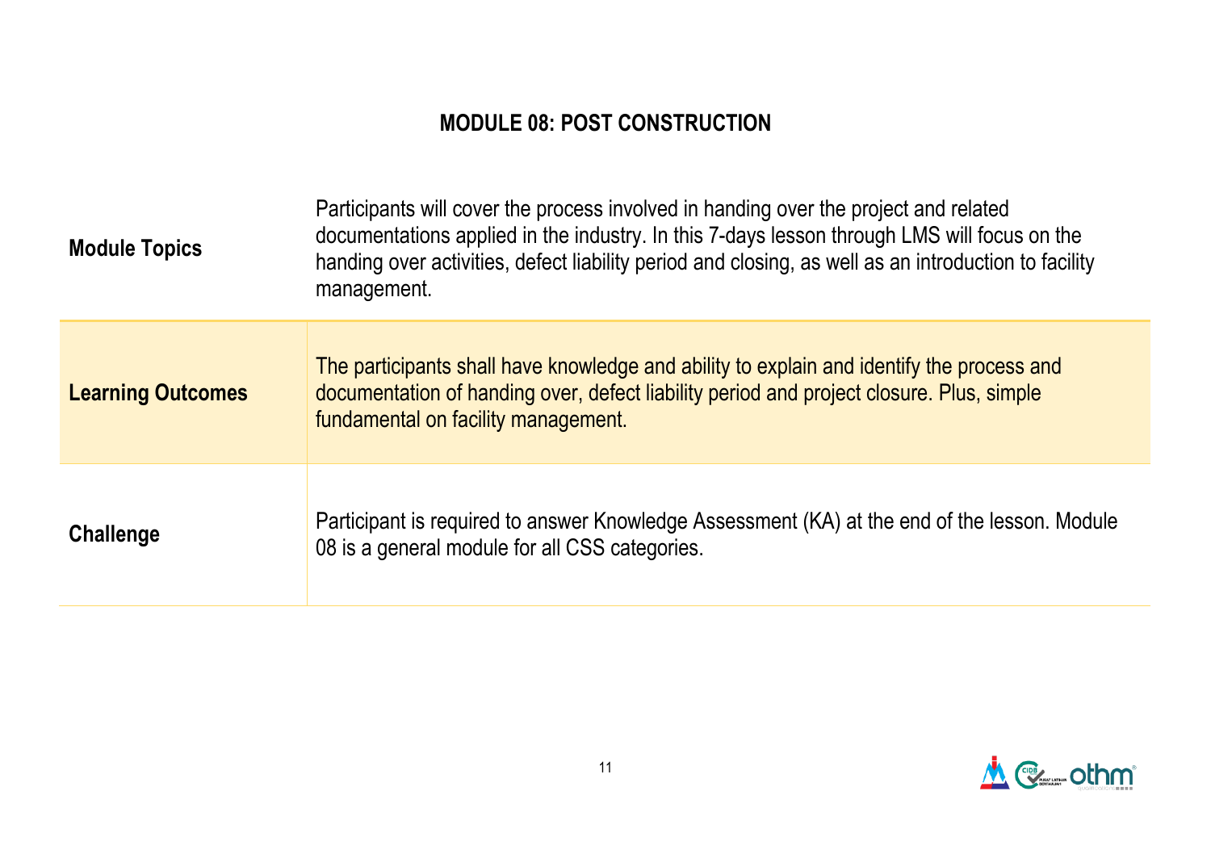# MODULE 08: POST CONSTRUCTION

| | |
|---|---|
| **Module Topics** | Participants will cover the process involved in handing over the project and related documentations applied in the industry. In this 7-days lesson through LMS will focus on the handing over activities, defect liability period and closing, as well as an introduction to facility management. |
| **Learning Outcomes** | The participants shall have knowledge and ability to explain and identify the process and documentation of handing over, defect liability period and project closure. Plus, simple fundamental on facility management. |
| **Challenge** | Participant is required to answer Knowledge Assessment (KA) at the end of the lesson. Module 08 is a general module for all CSS categories. |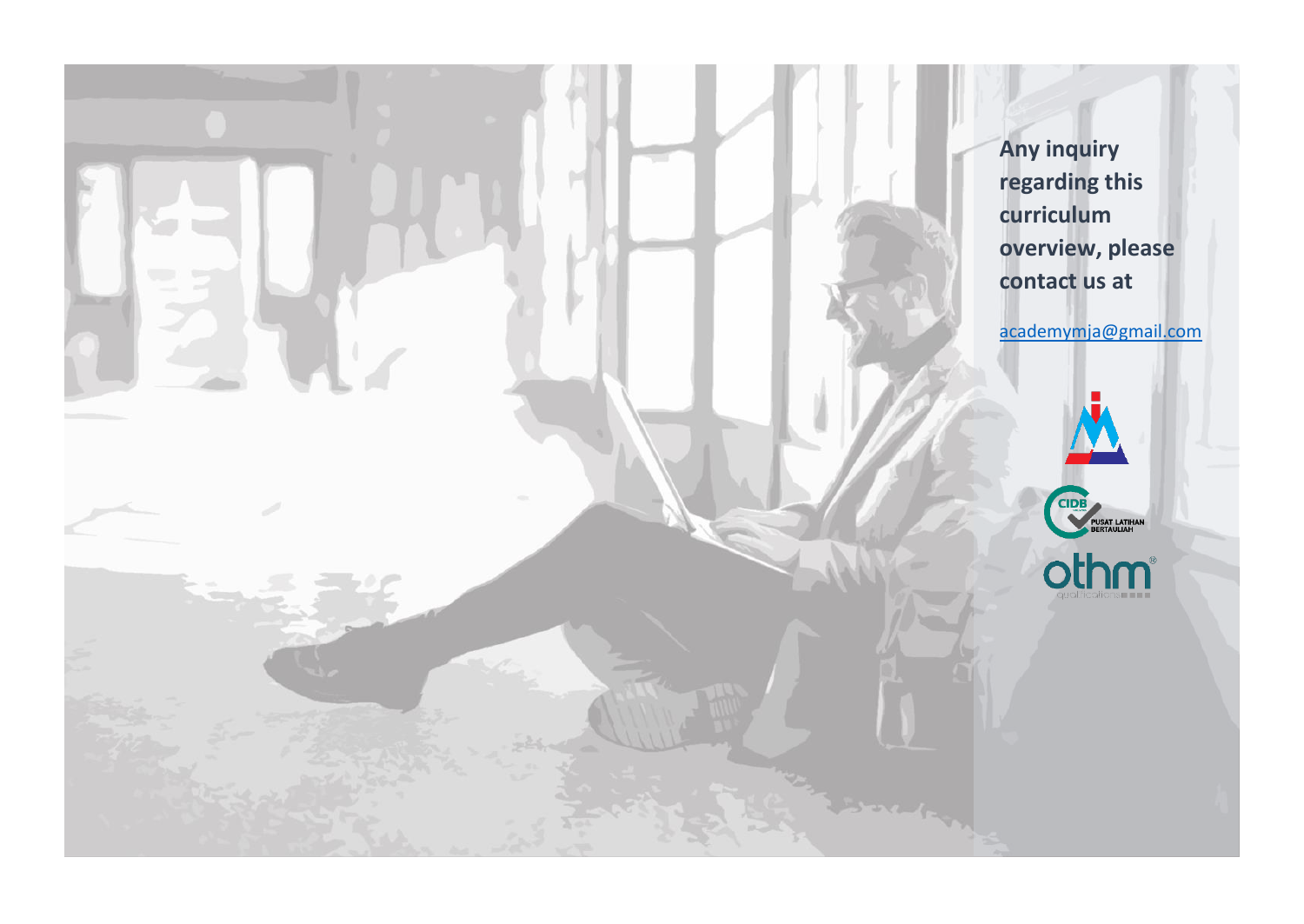**Any inquiry regarding this curriculum overview, please contact us at**

academymja@gmail.com

PUSAT LATIHAN BERTAULIAH